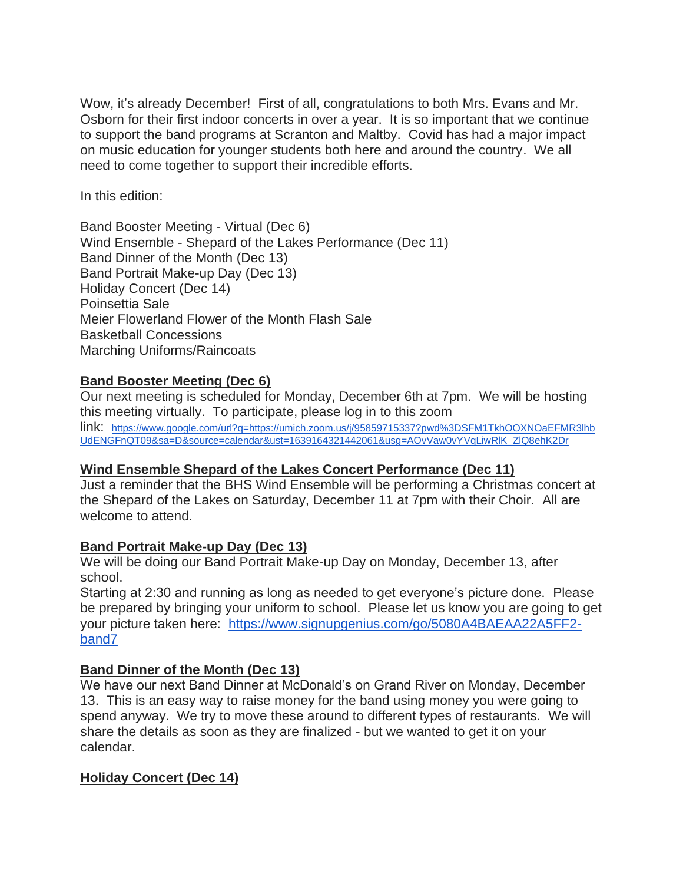Wow, it's already December!  First of all, congratulations to both Mrs. Evans and Mr. Osborn for their first indoor concerts in over a year.  It is so important that we continue to support the band programs at Scranton and Maltby.  Covid has had a major impact on music education for younger students both here and around the country.  We all need to come together to support their incredible efforts.

In this edition:

Band Booster Meeting - Virtual (Dec 6)
Wind Ensemble - Shepard of the Lakes Performance (Dec 11)
Band Dinner of the Month (Dec 13)
Band Portrait Make-up Day (Dec 13)
Holiday Concert (Dec 14)
Poinsettia Sale
Meier Flowerland Flower of the Month Flash Sale
Basketball Concessions
Marching Uniforms/Raincoats

**Band Booster Meeting (Dec 6)**

Our next meeting is scheduled for Monday, December 6th at 7pm.  We will be hosting this meeting virtually.  To participate, please log in to this zoom link: https://www.google.com/url?q=https://umich.zoom.us/j/95859715337?pwd%3DSFM1TkhOOXNOaEFMR3lhbUdENGFnQT09&sa=D&source=calendar&ust=1639164321442061&usg=AOvVaw0vYVqLiwRlK_ZlQ8ehK2Dr

**Wind Ensemble Shepard of the Lakes Concert Performance (Dec 11)**

Just a reminder that the BHS Wind Ensemble will be performing a Christmas concert at the Shepard of the Lakes on Saturday, December 11 at 7pm with their Choir.  All are welcome to attend.

**Band Portrait Make-up Day (Dec 13)**

We will be doing our Band Portrait Make-up Day on Monday, December 13, after school.
Starting at 2:30 and running as long as needed to get everyone's picture done.  Please be prepared by bringing your uniform to school.  Please let us know you are going to get your picture taken here:  https://www.signupgenius.com/go/5080A4BAEAA22A5FF2-band7

**Band Dinner of the Month (Dec 13)**

We have our next Band Dinner at McDonald's on Grand River on Monday, December 13.  This is an easy way to raise money for the band using money you were going to spend anyway.  We try to move these around to different types of restaurants.  We will share the details as soon as they are finalized - but we wanted to get it on your calendar.

**Holiday Concert (Dec 14)**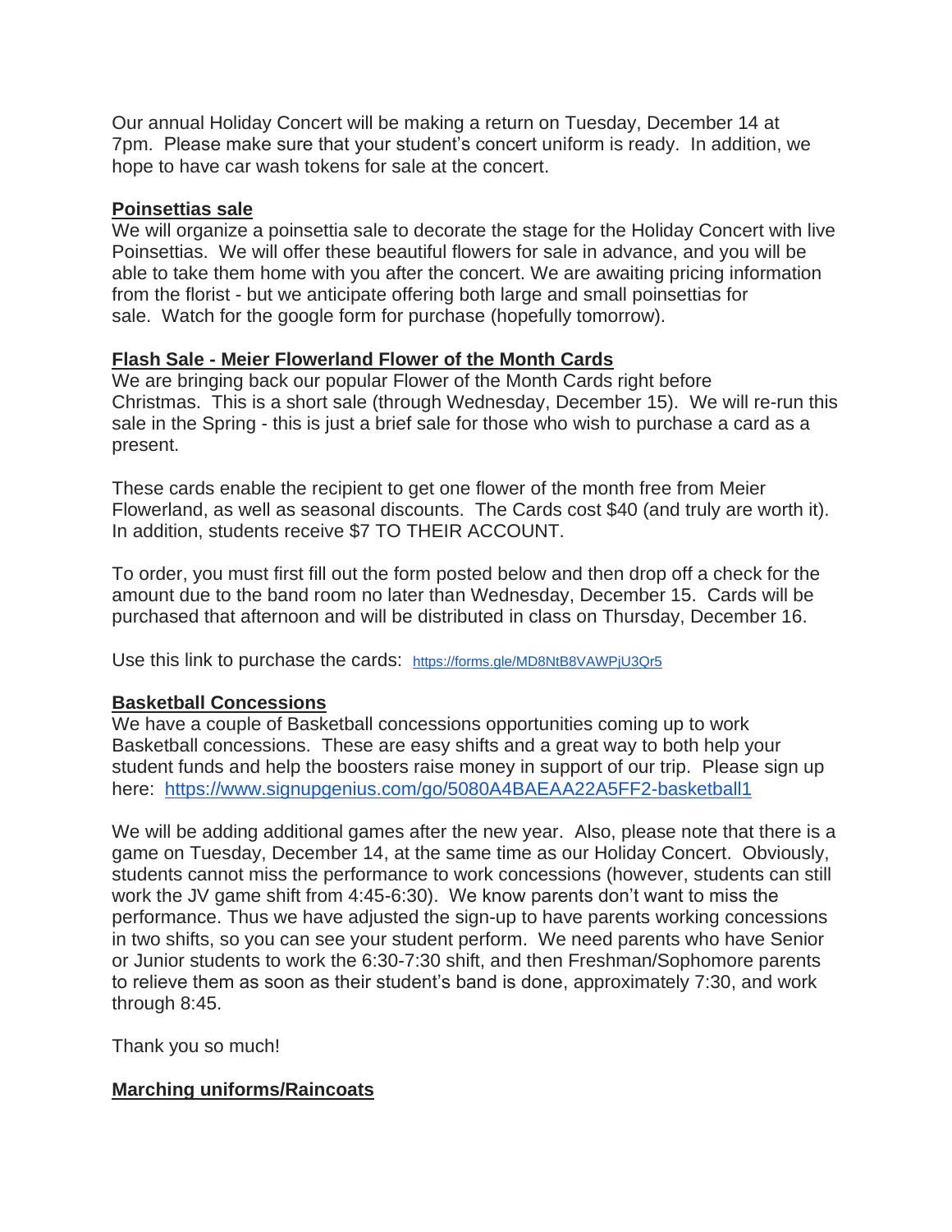Our annual Holiday Concert will be making a return on Tuesday, December 14 at 7pm. Please make sure that your student's concert uniform is ready. In addition, we hope to have car wash tokens for sale at the concert.

**Poinsettias sale**

We will organize a poinsettia sale to decorate the stage for the Holiday Concert with live Poinsettias. We will offer these beautiful flowers for sale in advance, and you will be able to take them home with you after the concert. We are awaiting pricing information from the florist - but we anticipate offering both large and small poinsettias for sale. Watch for the google form for purchase (hopefully tomorrow).

**Flash Sale - Meier Flowerland Flower of the Month Cards**

We are bringing back our popular Flower of the Month Cards right before Christmas. This is a short sale (through Wednesday, December 15). We will re-run this sale in the Spring - this is just a brief sale for those who wish to purchase a card as a present.

These cards enable the recipient to get one flower of the month free from Meier Flowerland, as well as seasonal discounts. The Cards cost $40 (and truly are worth it). In addition, students receive $7 TO THEIR ACCOUNT.

To order, you must first fill out the form posted below and then drop off a check for the amount due to the band room no later than Wednesday, December 15. Cards will be purchased that afternoon and will be distributed in class on Thursday, December 16.

Use this link to purchase the cards: https://forms.gle/MD8NtB8VAWPjU3Qr5

**Basketball Concessions**

We have a couple of Basketball concessions opportunities coming up to work Basketball concessions. These are easy shifts and a great way to both help your student funds and help the boosters raise money in support of our trip. Please sign up here: https://www.signupgenius.com/go/5080A4BAEAA22A5FF2-basketball1

We will be adding additional games after the new year. Also, please note that there is a game on Tuesday, December 14, at the same time as our Holiday Concert. Obviously, students cannot miss the performance to work concessions (however, students can still work the JV game shift from 4:45-6:30). We know parents don't want to miss the performance. Thus we have adjusted the sign-up to have parents working concessions in two shifts, so you can see your student perform. We need parents who have Senior or Junior students to work the 6:30-7:30 shift, and then Freshman/Sophomore parents to relieve them as soon as their student's band is done, approximately 7:30, and work through 8:45.

Thank you so much!

**Marching uniforms/Raincoats**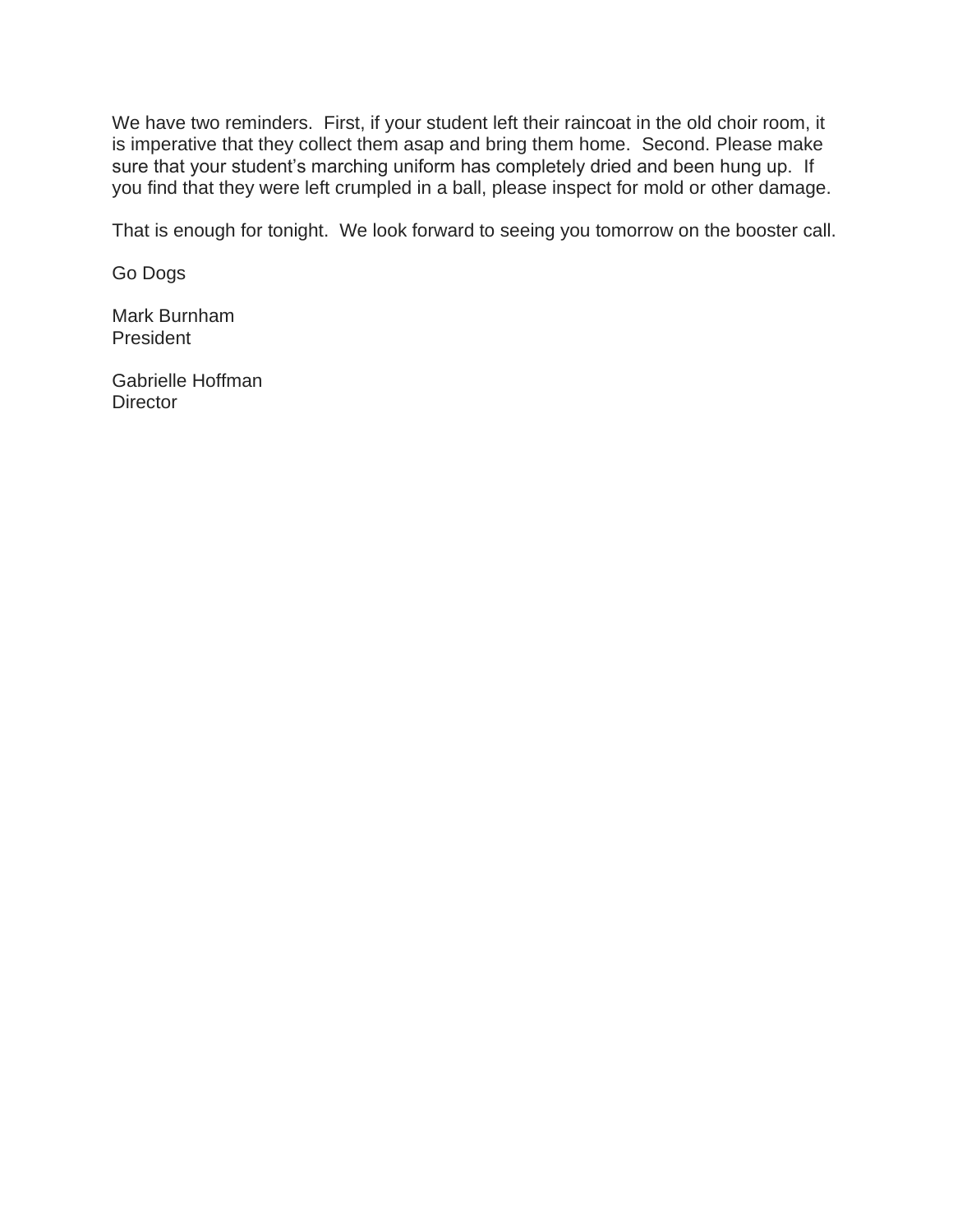We have two reminders. First, if your student left their raincoat in the old choir room, it is imperative that they collect them asap and bring them home. Second. Please make sure that your student's marching uniform has completely dried and been hung up. If you find that they were left crumpled in a ball, please inspect for mold or other damage.

That is enough for tonight. We look forward to seeing you tomorrow on the booster call.

Go Dogs

Mark Burnham
President

Gabrielle Hoffman
Director